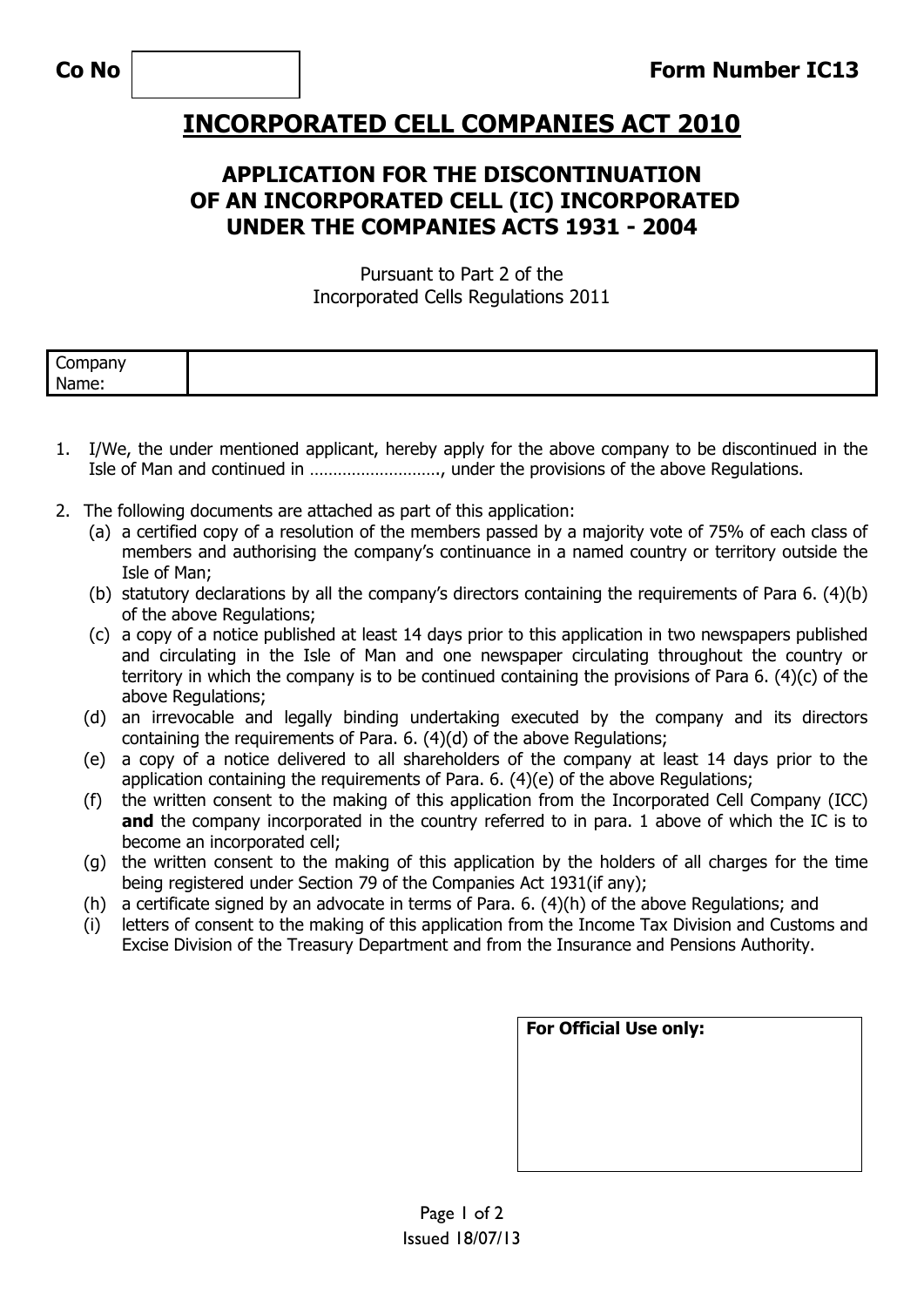**Co No** | | **Form Number IC13**

# INCORPORATED CELL COMPANIES ACT 2010

## APPLICATION FOR THE DISCONTINUATION OF AN INCORPORATED CELL (IC) INCORPORATED UNDER THE COMPANIES ACTS 1931 - 2004

Pursuant to Part 2 of the
Incorporated Cells Regulations 2011

| Company Name: | |
|---|---|

1. I/We, the under mentioned applicant, hereby apply for the above company to be discontinued in the Isle of Man and continued in ………………………, under the provisions of the above Regulations.

2. The following documents are attached as part of this application:
   (a) a certified copy of a resolution of the members passed by a majority vote of 75% of each class of members and authorising the company's continuance in a named country or territory outside the Isle of Man;
   (b) statutory declarations by all the company's directors containing the requirements of Para 6. (4)(b) of the above Regulations;
   (c) a copy of a notice published at least 14 days prior to this application in two newspapers published and circulating in the Isle of Man and one newspaper circulating throughout the country or territory in which the company is to be continued containing the provisions of Para 6. (4)(c) of the above Regulations;
   (d) an irrevocable and legally binding undertaking executed by the company and its directors containing the requirements of Para. 6. (4)(d) of the above Regulations;
   (e) a copy of a notice delivered to all shareholders of the company at least 14 days prior to the application containing the requirements of Para. 6. (4)(e) of the above Regulations;
   (f) the written consent to the making of this application from the Incorporated Cell Company (ICC) **and** the company incorporated in the country referred to in para. 1 above of which the IC is to become an incorporated cell;
   (g) the written consent to the making of this application by the holders of all charges for the time being registered under Section 79 of the Companies Act 1931(if any);
   (h) a certificate signed by an advocate in terms of Para. 6. (4)(h) of the above Regulations; and
   (i) letters of consent to the making of this application from the Income Tax Division and Customs and Excise Division of the Treasury Department and from the Insurance and Pensions Authority.

| **For Official Use only:** |
|---|
| |

Issued 18/07/13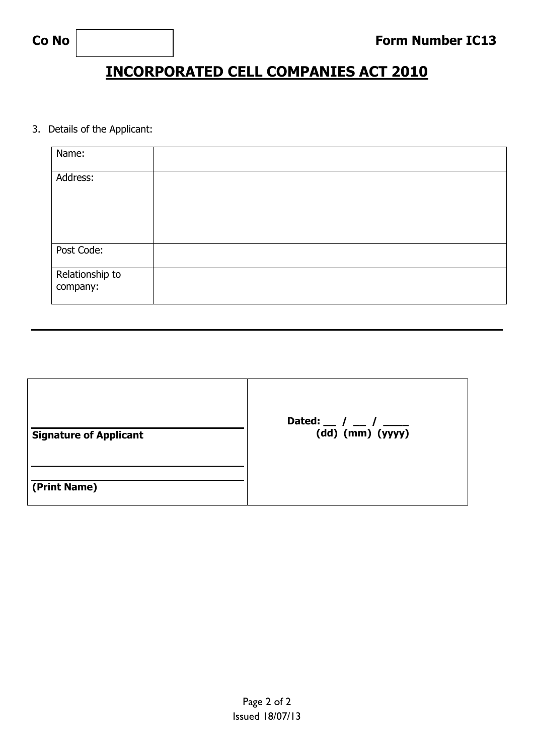**Co No** | | **Form Number IC13**

# INCORPORATED CELL COMPANIES ACT 2010

3. Details of the Applicant:

| | |
|---|---|
| Name: | |
| Address: | |
| Post Code: | |
| Relationship to company: | |

---

| | |
|---|---|
| **Signature of Applicant** | **Dated: __ / __ / ____**<br>**(dd) (mm) (yyyy)** |
| **(Print Name)** | |

Issued 18/07/13